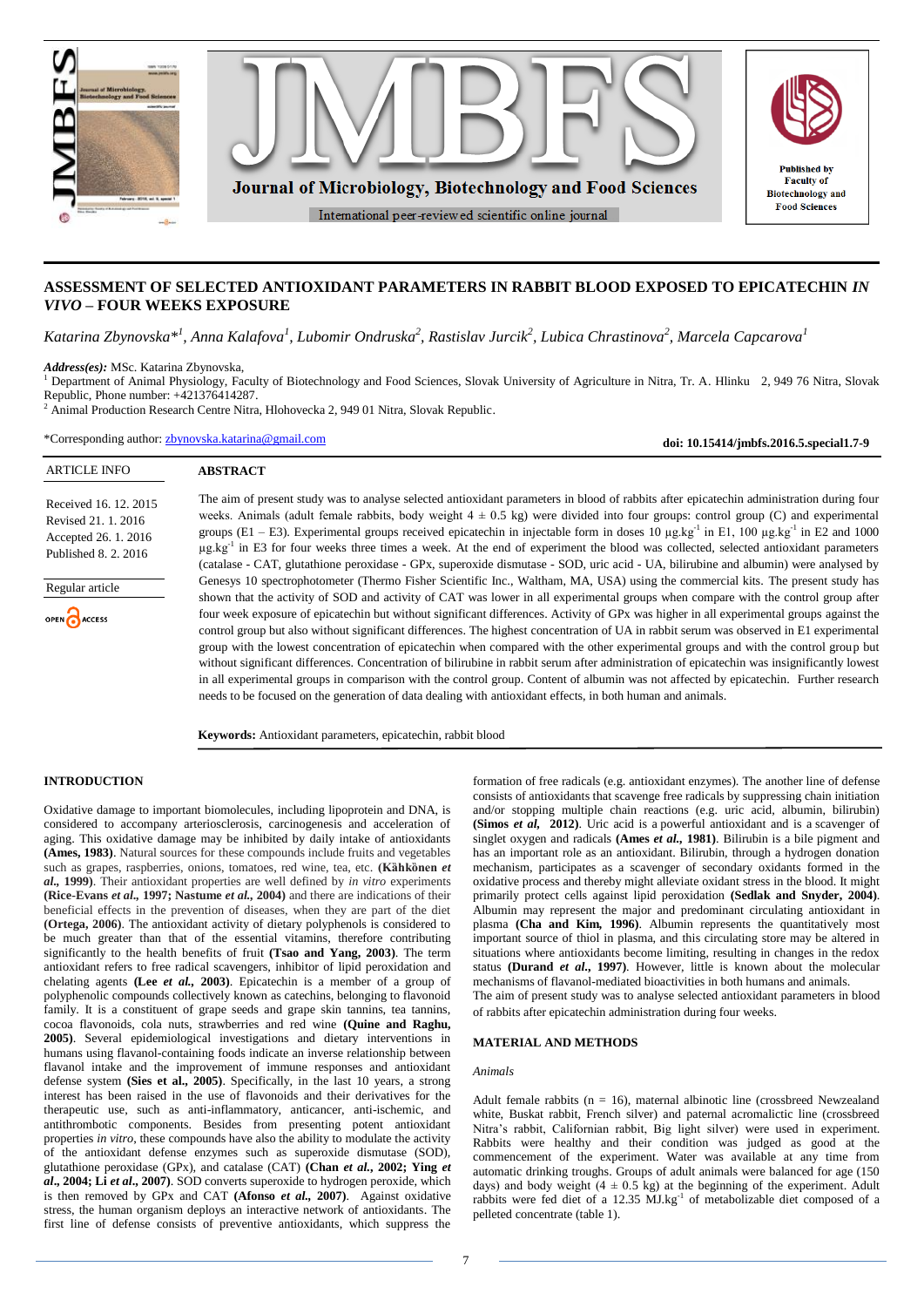# ASSESSMENT OF SELECTED ANTIOXIDANT PARAMETERS IN RABBIT BLOOD EXPOSED TO EPICATECHIN *IN VIVO* – FOUR WEEKS EXPOSURE

*Katarina Zbynovska*[1], Anna Kalafova[1], Lubomir Ondruska[2], Rastislav Jurcik[2], Lubica Chrastinova[2], Marcela Capcarova[1]*

***Address(es):*** MSc. Katarina Zbynovska,
[1] Department of Animal Physiology, Faculty of Biotechnology and Food Sciences, Slovak University of Agriculture in Nitra, Tr. A. Hlinku 2, 949 76 Nitra, Slovak Republic, Phone number: +421376414287.
[2] Animal Production Research Centre Nitra, Hlohovecka 2, 949 01 Nitra, Slovak Republic.

*Corresponding author: zbynovska.katarina@gmail.com

**doi: 10.15414/jmbfs.2016.5.special1.7-9**

ARTICLE INFO

Received 16. 12. 2015
Revised 21. 1. 2016
Accepted 26. 1. 2016
Published 8. 2. 2016

Regular article

OPEN ACCESS

## ABSTRACT

The aim of present study was to analyse selected antioxidant parameters in blood of rabbits after epicatechin administration during four weeks. Animals (adult female rabbits, body weight 4 ± 0.5 kg) were divided into four groups: control group (C) and experimental groups (E1 – E3). Experimental groups received epicatechin in injectable form in doses 10 μg.kg$^{-1}$ in E1, 100 μg.kg$^{-1}$ in E2 and 1000 μg.kg$^{-1}$ in E3 for four weeks three times a week. At the end of experiment the blood was collected, selected antioxidant parameters (catalase - CAT, glutathione peroxidase - GPx, superoxide dismutase - SOD, uric acid - UA, bilirubine and albumin) were analysed by Genesys 10 spectrophotometer (Thermo Fisher Scientific Inc., Waltham, MA, USA) using the commercial kits. The present study has shown that the activity of SOD and activity of CAT was lower in all experimental groups when compare with the control group after four week exposure of epicatechin but without significant differences. Activity of GPx was higher in all experimental groups against the control group but also without significant differences. The highest concentration of UA in rabbit serum was observed in E1 experimental group with the lowest concentration of epicatechin when compared with the other experimental groups and with the control group but without significant differences. Concentration of bilirubine in rabbit serum after administration of epicatechin was insignificantly lowest in all experimental groups in comparison with the control group. Content of albumin was not affected by epicatechin. Further research needs to be focused on the generation of data dealing with antioxidant effects, in both human and animals.

**Keywords:** Antioxidant parameters, epicatechin, rabbit blood

## INTRODUCTION

Oxidative damage to important biomolecules, including lipoprotein and DNA, is considered to accompany arteriosclerosis, carcinogenesis and acceleration of aging. This oxidative damage may be inhibited by daily intake of antioxidants **(Ames, 1983)**. Natural sources for these compounds include fruits and vegetables such as grapes, raspberries, onions, tomatoes, red wine, tea, etc. **(Kähkönen *et al.*, 1999)**. Their antioxidant properties are well defined by *in vitro* experiments **(Rice-Evans *et al.*, 1997; Nastume *et al.*, 2004)** and there are indications of their beneficial effects in the prevention of diseases, when they are part of the diet **(Ortega, 2006)**. The antioxidant activity of dietary polyphenols is considered to be much greater than that of the essential vitamins, therefore contributing significantly to the health benefits of fruit **(Tsao and Yang, 2003)**. The term antioxidant refers to free radical scavengers, inhibitor of lipid peroxidation and chelating agents **(Lee *et al.*, 2003)**. Epicatechin is a member of a group of polyphenolic compounds collectively known as catechins, belonging to flavonoid family. It is a constituent of grape seeds and grape skin tannins, tea tannins, cocoa flavonoids, cola nuts, strawberries and red wine **(Quine and Raghu, 2005)**. Several epidemiological investigations and dietary interventions in humans using flavanol-containing foods indicate an inverse relationship between flavanol intake and the improvement of immune responses and antioxidant defense system **(Sies et al., 2005)**. Specifically, in the last 10 years, a strong interest has been raised in the use of flavonoids and their derivatives for the therapeutic use, such as anti-inflammatory, anticancer, anti-ischemic, and antithrombotic components. Besides from presenting potent antioxidant properties *in vitro*, these compounds have also the ability to modulate the activity of the antioxidant defense enzymes such as superoxide dismutase (SOD), glutathione peroxidase (GPx), and catalase (CAT) **(Chan *et al.*, 2002; Ying *et al.*, 2004; Li *et al.*, 2007)**. SOD converts superoxide to hydrogen peroxide, which is then removed by GPx and CAT **(Afonso *et al.*, 2007)**. Against oxidative stress, the human organism deploys an interactive network of antioxidants. The first line of defense consists of preventive antioxidants, which suppress the formation of free radicals (e.g. antioxidant enzymes). The another line of defense consists of antioxidants that scavenge free radicals by suppressing chain initiation and/or stopping multiple chain reactions (e.g. uric acid, albumin, bilirubin) **(Simos *et al*, 2012)**. Uric acid is a powerful antioxidant and is a scavenger of singlet oxygen and radicals **(Ames *et al.*, 1981)**. Bilirubin is a bile pigment and has an important role as an antioxidant. Bilirubin, through a hydrogen donation mechanism, participates as a scavenger of secondary oxidants formed in the oxidative process and thereby might alleviate oxidant stress in the blood. It might primarily protect cells against lipid peroxidation **(Sedlak and Snyder, 2004)**. Albumin may represent the major and predominant circulating antioxidant in plasma **(Cha and Kim, 1996)**. Albumin represents the quantitatively most important source of thiol in plasma, and this circulating store may be altered in situations where antioxidants become limiting, resulting in changes in the redox status **(Durand *et al.*, 1997)**. However, little is known about the molecular mechanisms of flavanol-mediated bioactivities in both humans and animals.

The aim of present study was to analyse selected antioxidant parameters in blood of rabbits after epicatechin administration during four weeks.

## MATERIAL AND METHODS

### *Animals*

Adult female rabbits (n = 16), maternal albinotic line (crossbreed Newzealand white, Buskat rabbit, French silver) and paternal acromalictic line (crossbreed Nitra's rabbit, Californian rabbit, Big light silver) were used in experiment. Rabbits were healthy and their condition was judged as good at the commencement of the experiment. Water was available at any time from automatic drinking troughs. Groups of adult animals were balanced for age (150 days) and body weight (4 ± 0.5 kg) at the beginning of the experiment. Adult rabbits were fed diet of a 12.35 MJ.kg$^{-1}$ of metabolizable diet composed of a pelleted concentrate (table 1).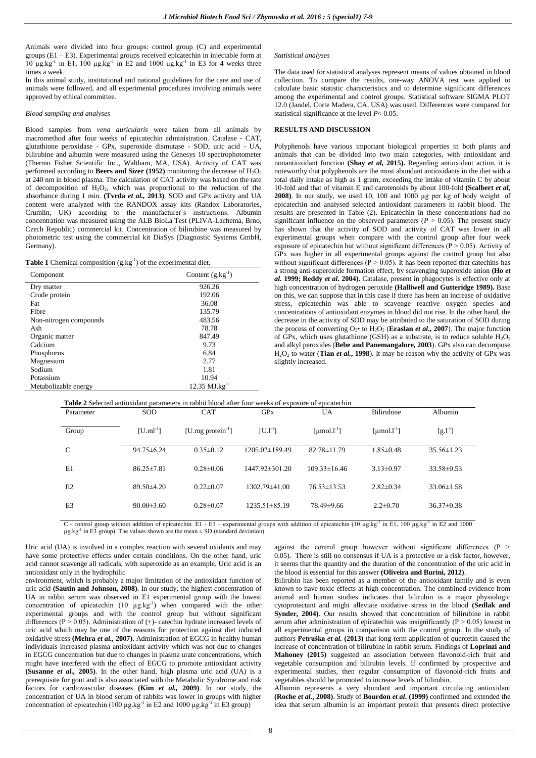Animals were divided into four groups: control group (C) and experimental groups (E1 – E3). Experimental groups received epicatechin in injectable form at 10 μg.kg$^{-1}$ in E1, 100 μg.kg$^{-1}$ in E2 and 1000 μg.kg$^{-1}$ in E3 for 4 weeks three times a week.

In this animal study, institutional and national guidelines for the care and use of animals were followed, and all experimental procedures involving animals were approved by ethical committee.

### *Blood sampling and analyses*

Blood samples from *vena auricularis* were taken from all animals by macromethod after four weeks of epicatechin administration. Catalase - CAT, glutathione peroxidase - GPx, superoxide dismutase - SOD, uric acid - UA, bilirubine and albumin were measured using the Genesys 10 spectrophotometer (Thermo Fisher Scientific Inc., Waltham, MA, USA). Activity of CAT was performed according to **Beers and Sizer (1952)** monitoring the decrease of $H_2O_2$ at 240 nm in blood plasma. The calculation of CAT activity was based on the rate of decomposition of $H_2O_2$, which was proportional to the reduction of the absorbance during 1 min. **(Tvrda *et al*., 2013)**. SOD and GPx activity and UA content were analyzed with the RANDOX assay kits (Randox Laboratories, Crumlin, UK) according to the manufacturer´s instructions. Albumin concentration was measured using the ALB BioLa Test (PLIVA-Lachema, Brno, Czech Republic) commercial kit. Concentration of bilirubine was measured by photometric test using the commercial kit DiaSys (Diagnostic Systems GmbH, Germany).

**Table 1** Chemical composition (g.kg$^{-1}$) of the experimental diet.

| Component | Content (g.kg$^{-1}$) |
|---|---|
| Dry matter | 926.26 |
| Crude protein | 192.06 |
| Fat | 36.08 |
| Fibre | 135.79 |
| Non-nitrogen compounds | 483.56 |
| Ash | 78.78 |
| Organic matter | 847.49 |
| Calcium | 9.73 |
| Phosphorus | 6.84 |
| Magnesium | 2.77 |
| Sodium | 1.81 |
| Potassium | 10.94 |
| Metabolizable energy | 12.35 MJ.kg$^{-1}$ |

### *Statistical analyses*

The data used for statistical analyses represent means of values obtained in blood collection. To compare the results, one-way ANOVA test was applied to calculate basic statistic characteristics and to determine significant differences among the experimental and control groups. Statistical software SIGMA PLOT 12.0 (Jandel, Corte Madera, CA, USA) was used. Differences were compared for statistical significance at the level $P < 0.05$.

## RESULTS AND DISCUSSION

Polyphenols have various important biological properties in both plants and animals that can be divided into two main categories, with antioxidant and nonantioxidant function **(Shay *et al*, 2015).** Regarding antioxidant action, it is noteworthy that polyphenols are the most abundant antioxidants in the diet with a total daily intake as high as 1 gram, exceeding the intake of vitamin C by about 10-fold and that of vitamin E and carotenoids by about 100-fold **(Scalbert *et al*, 2008)**. In our study, we used 10, 100 and 1000 μg per kg of body weight of epicatechin and analysed selected antioxidant parameters in rabbit blood. The results are presented in Table (2). Epicatechin in these concentrations had no significant influence on the observed parameters ($P > 0.05$). The present study has shown that the activity of SOD and activity of CAT was lower in all experimental groups when compare with the control group after four week exposure of epicatechin but without significant differences ($P > 0.05$). Activity of GPx was higher in all experimental groups against the control group but also without significant differences ($P > 0.05$). It has been reported that catechins has a strong anti-superoxide formation effect, by scavenging superoxide anion **(Ho *et al*. 1999; Reddy *et al*. 2004).** Catalase, present in phagocytes is effective only at high concentration of hydrogen peroxide **(Halliwell and Gutteridge 1989).** Base on this, we can suppose that in this case if there has been an increase of oxidative stress, epicatechin was able to scavenge reactive oxygen species and concentrations of antioxidant enzymes in blood did not rise. In the other hand, the decrease in the activity of SOD may be attributed to the saturation of SOD during the process of converting $O_2\bullet$ to $H_2O_2$ (**Eraslan *et al*., 2007**). The major function of GPx, which uses glutathione (GSH) as a substrate, is to reduce soluble $H_2O_2$ and alkyl peroxides (**Bebe and Panemangalore, 2003**). GPx also can decompose $H_2O_2$ to water (**Tian *et al*., 1998**). It may be reason why the activity of GPx was slightly increased.

**Table 2** Selected antioxidant parameters in rabbit blood after four weeks of exposure of epicatechin

| Parameter | SOD | CAT | GPx | UA | Bilirubine | Albumin |
|---|---|---|---|---|---|---|
| Group | [U.ml$^{-1}$] | [U.mg protein$^{-1}$] | [U.l$^{-1}$] | [μmol.l$^{-1}$] | [μmol.l$^{-1}$] | [g.l$^{-1}$] |
| C | 94.75±6.24 | 0.35±0.12 | 1205.02±189.49 | 82.78±11.79 | 1.85±0.48 | 35.56±1.23 |
| E1 | 86.25±7.81 | 0.28±0.06 | 1447.92±301.20 | 109.33±16.46 | 3.13±0.97 | 33.58±0.53 |
| E2 | 89.50±4.20 | 0.22±0.07 | 1302.79±41.00 | 76.53±13.53 | 2.82±0.34 | 33.06±1.58 |
| E3 | 90.00±3.60 | 0.28±0.07 | 1235.51±85.19 | 78.49±9.66 | 2.2±0.70 | 36.37±0.38 |

C - control group without addition of epicatechin. E1 - E3 – experimental groups with addition of epicatechin (10 μg.kg$^{-1}$ in E1, 100 μg.kg$^{-1}$ in E2 and 1000 μg.kg$^{-1}$ in E3 group). The values shown are the mean ± SD (standard deviation).

Uric acid (UA) is involved in a complex reaction with several oxidants and may have some protective effects under certain conditions. On the other hand, uric acid cannot scavenge all radicals, with superoxide as an example. Uric acid is an antioxidant only in the hydrophilic environment, which is probably a major limitation of the antioxidant function of uric acid **(Sautin and Johnson, 2008)**. In our study, the highest concentration of UA in rabbit serum was observed in E1 experimental group with the lowest concentration of epicatechin (10 μg.kg$^{-1}$) when compared with the other experimental groups and with the control group but without significant differences ($P > 0.05$). Administration of (+)- catechin hydrate increased levels of uric acid which may be one of the reasons for protection against diet induced oxidative stress **(Mehra *et al*., 2007)**. Administration of EGCG in healthy human individuals increased plasma antioxidant activity which was not due to changes in EGCG concentration but due to changes in plasma urate concentrations, which might have interfered with the effect of EGCG to promote antioxidant activity **(Susanne *et al*., 2005)**. In the other hand, high plasma uric acid (UA) is a prerequisite for gout and is also associated with the Metabolic Syndrome and risk factors for cardiovascular diseases **(Kim *et al*., 2009)**. In our study, the concentration of UA in blood serum of rabbits was lower in groups with higher concentration of epicatechin (100 μg.kg$^{-1}$ in E2 and 1000 μg.kg$^{-1}$ in E3 group) against the control group however without significant differences ($P > 0.05$). There is still no consensus if UA is a protective or a risk factor, however, it seems that the quantity and the duration of the concentration of the uric acid in the blood is essential for this answer **(Oliveira and Burini, 2012)**.

Bilirubin has been reported as a member of the antioxidant family and is even known to have toxic effects at high concentration. The combined evidence from animal and human studies indicates that bilirubin is a major physiologic cytoprotectant and might alleviate oxidative stress in the blood **(Sedlak and Synder, 2004)**. Our results showed that concentration of bilirubine in rabbit serum after administration of epicatechin was insignificantly ($P > 0.05$) lowest in all experimental groups in comparison with the control group. In the study of authors **Petruška *et al*. (2013)** that long-term application of quercetin caused the increase of concentration of bilirubine in rabbit serum. Findings of **Loprinzi and Mahoney (2015)** suggested an association between flavonoid-rich fruit and vegetable consumption and bilirubin levels. If confirmed by prospective and experimental studies, then regular consumption of flavonoid-rich fruits and vegetables should be promoted to increase levels of bilirubin.

Albumin represents a very abundant and important circulating antioxidant **(Roche *et al*., 2008)**. Study of **Bourdon *et al*. (1999)** confirmed and extended the idea that serum albumin is an important protein that presents direct protective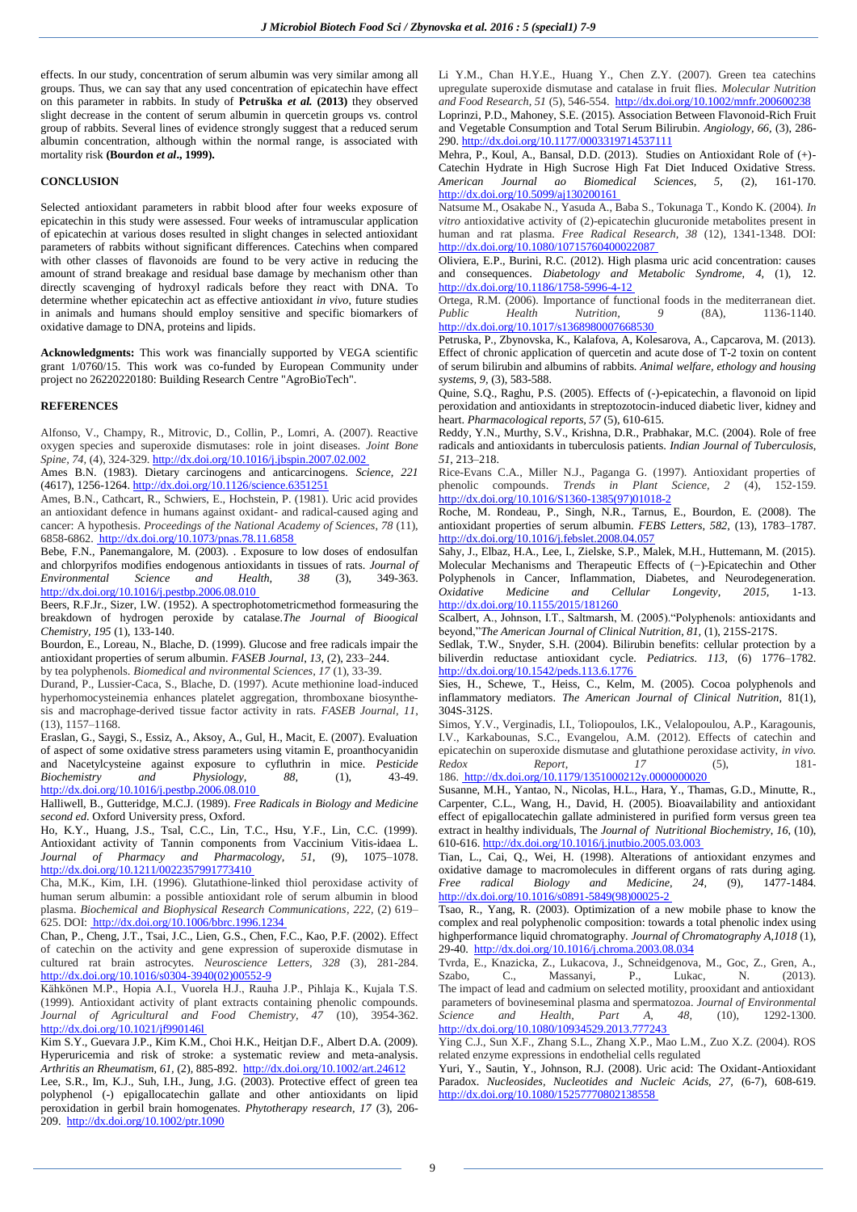effects. In our study, concentration of serum albumin was very similar among all groups. Thus, we can say that any used concentration of epicatechin have effect on this parameter in rabbits. In study of **Petruška *et al.* (2013)** they observed slight decrease in the content of serum albumin in quercetin groups vs. control group of rabbits. Several lines of evidence strongly suggest that a reduced serum albumin concentration, although within the normal range, is associated with mortality risk **(Bourdon *et al*., 1999).**

## CONCLUSION

Selected antioxidant parameters in rabbit blood after four weeks exposure of epicatechin in this study were assessed. Four weeks of intramuscular application of epicatechin at various doses resulted in slight changes in selected antioxidant parameters of rabbits without significant differences. Catechins when compared with other classes of flavonoids are found to be very active in reducing the amount of strand breakage and residual base damage by mechanism other than directly scavenging of hydroxyl radicals before they react with DNA. To determine whether epicatechin act as effective antioxidant *in vivo*, future studies in animals and humans should employ sensitive and specific biomarkers of oxidative damage to DNA, proteins and lipids.

**Acknowledgments:** This work was financially supported by VEGA scientific grant 1/0760/15. This work was co-funded by European Community under project no 26220220180: Building Research Centre "AgroBioTech".

## REFERENCES

Alfonso, V., Champy, R., Mitrovic, D., Collin, P., Lomri, A. (2007). Reactive oxygen species and superoxide dismutases: role in joint diseases. *Joint Bone Spine, 74,* (4), 324-329. http://dx.doi.org/10.1016/j.jbspin.2007.02.002

Ames B.N. (1983). Dietary carcinogens and anticarcinogens. *Science, 221* (4617), 1256-1264. http://dx.doi.org/10.1126/science.6351251

Ames, B.N., Cathcart, R., Schwiers, E., Hochstein, P. (1981). Uric acid provides an antioxidant defence in humans against oxidant- and radical-caused aging and cancer: A hypothesis. *Proceedings of the National Academy of Sciences, 78* (11), 6858-6862. http://dx.doi.org/10.1073/pnas.78.11.6858

Bebe, F.N., Panemangalore, M. (2003). . Exposure to low doses of endosulfan and chlorpyrifos modifies endogenous antioxidants in tissues of rats. *Journal of Environmental Science and Health, 38* (3), 349-363. http://dx.doi.org/10.1016/j.pestbp.2006.08.010

Beers, R.F.Jr., Sizer, I.W. (1952). A spectrophotometricmethod formeasuring the breakdown of hydrogen peroxide by catalase.*The Journal of Bioogical Chemistry, 195* (1), 133-140.

Bourdon, E., Loreau, N., Blache, D. (1999). Glucose and free radicals impair the antioxidant properties of serum albumin. *FASEB Journal, 13,* (2), 233–244.

by tea polyphenols. *Biomedical and nvironmental Sciences, 17* (1), 33-39.

Durand, P., Lussier-Caca, S., Blache, D. (1997). Acute methionine load-induced hyperhomocysteinemia enhances platelet aggregation, thromboxane biosynthesis and macrophage-derived tissue factor activity in rats. *FASEB Journal, 11,* (13), 1157–1168.

Eraslan, G., Saygi, S., Essiz, A., Aksoy, A., Gul, H., Macit, E. (2007). Evaluation of aspect of some oxidative stress parameters using vitamin E, proanthocyanidin and Nacetylcysteine against exposure to cyfluthrin in mice. *Pesticide Biochemistry and Physiology, 88,* (1), 43-49. http://dx.doi.org/10.1016/j.pestbp.2006.08.010

Halliwell, B., Gutteridge, M.C.J. (1989). *Free Radicals in Biology and Medicine second ed*. Oxford University press, Oxford.

Ho, K.Y., Huang, J.S., Tsal, C.C., Lin, T.C., Hsu, Y.F., Lin, C.C. (1999). Antioxidant activity of Tannin components from Vaccinium Vitis-idaea L. *Journal of Pharmacy and Pharmacology, 51,* (9), 1075–1078. http://dx.doi.org/10.1211/0022357991773410

Cha, M.K., Kim, I.H. (1996). Glutathione-linked thiol peroxidase activity of human serum albumin: a possible antioxidant role of serum albumin in blood plasma. *Biochemical and Biophysical Research Communications, 222,* (2) 619–625. DOI: http://dx.doi.org/10.1006/bbrc.1996.1234

Chan, P., Cheng, J.T., Tsai, J.C., Lien, G.S., Chen, F.C., Kao, P.F. (2002). Effect of catechin on the activity and gene expression of superoxide dismutase in cultured rat brain astrocytes. *Neuroscience Letters, 328* (3), 281-284. http://dx.doi.org/10.1016/s0304-3940(02)00552-9

Kähkönen M.P., Hopia A.I., Vuorela H.J., Rauha J.P., Pihlaja K., Kujala T.S. (1999). Antioxidant activity of plant extracts containing phenolic compounds. *Journal of Agricultural and Food Chemistry, 47* (10), 3954-362. http://dx.doi.org/10.1021/jf990146l

Kim S.Y., Guevara J.P., Kim K.M., Choi H.K., Heitjan D.F., Albert D.A. (2009). Hyperuricemia and risk of stroke: a systematic review and meta-analysis. *Arthritis an Rheumatism, 61,* (2), 885-892. http://dx.doi.org/10.1002/art.24612

Lee, S.R., Im, K.J., Suh, I.H., Jung, J.G. (2003). Protective effect of green tea polyphenol (-) epigallocatechin gallate and other antioxidants on lipid peroxidation in gerbil brain homogenates. *Phytotherapy research, 17* (3), 206-209. http://dx.doi.org/10.1002/ptr.1090

Li Y.M., Chan H.Y.E., Huang Y., Chen Z.Y. (2007). Green tea catechins upregulate superoxide dismutase and catalase in fruit flies. *Molecular Nutrition and Food Research, 51* (5), 546-554. http://dx.doi.org/10.1002/mnfr.200600238

Loprinzi, P.D., Mahoney, S.E. (2015). Association Between Flavonoid-Rich Fruit and Vegetable Consumption and Total Serum Bilirubin. *Angiology, 66,* (3), 286-290. http://dx.doi.org/10.1177/0003319714537111

Mehra, P., Koul, A., Bansal, D.D. (2013). Studies on Antioxidant Role of (+)-Catechin Hydrate in High Sucrose High Fat Diet Induced Oxidative Stress. *American Journal ao Biomedical Sciences, 5,* (2), 161-170. http://dx.doi.org/10.5099/aj130200161

Natsume M., Osakabe N., Yasuda A., Baba S., Tokunaga T., Kondo K. (2004). *In vitro* antioxidative activity of (2)-epicatechin glucuronide metabolites present in human and rat plasma. *Free Radical Research, 38* (12), 1341-1348. DOI: http://dx.doi.org/10.1080/10715760400022087

Oliviera, E.P., Burini, R.C. (2012). High plasma uric acid concentration: causes and consequences. *Diabetology and Metabolic Syndrome, 4,* (1), 12. http://dx.doi.org/10.1186/1758-5996-4-12

Ortega, R.M. (2006). Importance of functional foods in the mediterranean diet. *Public Health Nutrition, 9* (8A), 1136-1140. http://dx.doi.org/10.1017/s1368980007668530

Petruska, P., Zbynovska, K., Kalafova, A, Kolesarova, A., Capcarova, M. (2013). Effect of chronic application of quercetin and acute dose of T-2 toxin on content of serum bilirubin and albumins of rabbits. *Animal welfare, ethology and housing systems, 9,* (3), 583-588.

Quine, S.Q., Raghu, P.S. (2005). Effects of (-)-epicatechin, a flavonoid on lipid peroxidation and antioxidants in streptozotocin-induced diabetic liver, kidney and heart. *Pharmacological reports, 57* (5), 610-615.

Reddy, Y.N., Murthy, S.V., Krishna, D.R., Prabhakar, M.C. (2004). Role of free radicals and antioxidants in tuberculosis patients. *Indian Journal of Tuberculosis, 51,* 213–218.

Rice-Evans C.A., Miller N.J., Paganga G. (1997). Antioxidant properties of phenolic compounds. *Trends in Plant Science, 2* (4), 152-159. http://dx.doi.org/10.1016/S1360-1385(97)01018-2

Roche, M. Rondeau, P., Singh, N.R., Tarnus, E., Bourdon, E. (2008). The antioxidant properties of serum albumin. *FEBS Letters, 582,* (13), 1783–1787. http://dx.doi.org/10.1016/j.febslet.2008.04.057

Sahy, J., Elbaz, H.A., Lee, I., Zielske, S.P., Malek, M.H., Huttemann, M. (2015). Molecular Mechanisms and Therapeutic Effects of (−)-Epicatechin and Other Polyphenols in Cancer, Inflammation, Diabetes, and Neurodegeneration. *Oxidative Medicine and Cellular Longevity, 2015,* 1-13. http://dx.doi.org/10.1155/2015/181260

Scalbert, A., Johnson, I.T., Saltmarsh, M. (2005)."Polyphenols: antioxidants and beyond,"*The American Journal of Clinical Nutrition, 81,* (1), 215S-217S.

Sedlak, T.W., Snyder, S.H. (2004). Bilirubin benefits: cellular protection by a biliverdin reductase antioxidant cycle. *Pediatrics. 113,* (6) 1776–1782. http://dx.doi.org/10.1542/peds.113.6.1776

Sies, H., Schewe, T., Heiss, C., Kelm, M. (2005). Cocoa polyphenols and inflammatory mediators. *The American Journal of Clinical Nutrition,* 81(1), 304S-312S.

Simos, Y.V., Verginadis, I.I., Toliopoulos, I.K., Velalopoulou, A.P., Karagounis, I.V., Karkabounas, S.C., Evangelou, A.M. (2012). Effects of catechin and epicatechin on superoxide dismutase and glutathione peroxidase activity, *in vivo. Redox Report, 17* (5), 181-186. http://dx.doi.org/10.1179/1351000212y.0000000020

Susanne, M.H., Yantao, N., Nicolas, H.L., Hara, Y., Thamas, G.D., Minutte, R., Carpenter, C.L., Wang, H., David, H. (2005). Bioavailability and antioxidant effect of epigallocatechin gallate administered in purified form versus green tea extract in healthy individuals, The *Journal of Nutritional Biochemistry, 16,* (10), 610-616. http://dx.doi.org/10.1016/j.jnutbio.2005.03.003

Tian, L., Cai, Q., Wei, H. (1998). Alterations of antioxidant enzymes and oxidative damage to macromolecules in different organs of rats during aging. *Free radical Biology and Medicine, 24,* (9), 1477-1484. http://dx.doi.org/10.1016/s0891-5849(98)00025-2

Tsao, R., Yang, R. (2003). Optimization of a new mobile phase to know the complex and real polyphenolic composition: towards a total phenolic index using highperformance liquid chromatography. *Journal of Chromatography A,1018* (1), 29-40. http://dx.doi.org/10.1016/j.chroma.2003.08.034

Tvrda, E., Knazicka, Z., Lukacova, J., Schneidgenova, M., Goc, Z., Gren, A., Szabo, C., Massanyi, P., Lukac, N. (2013). The impact of lead and cadmium on selected motility, prooxidant and antioxidant parameters of bovineseminal plasma and spermatozoa. *Journal of Environmental Science and Health, Part A, 48,* (10), 1292-1300. http://dx.doi.org/10.1080/10934529.2013.777243

Ying C.J., Sun X.F., Zhang S.L., Zhang X.P., Mao L.M., Zuo X.Z. (2004). ROS related enzyme expressions in endothelial cells regulated

Yuri, Y., Sautin, Y., Johnson, R.J. (2008). Uric acid: The Oxidant-Antioxidant Paradox. *Nucleosides, Nucleotides and Nucleic Acids, 27,* (6-7), 608-619. http://dx.doi.org/10.1080/15257770802138558